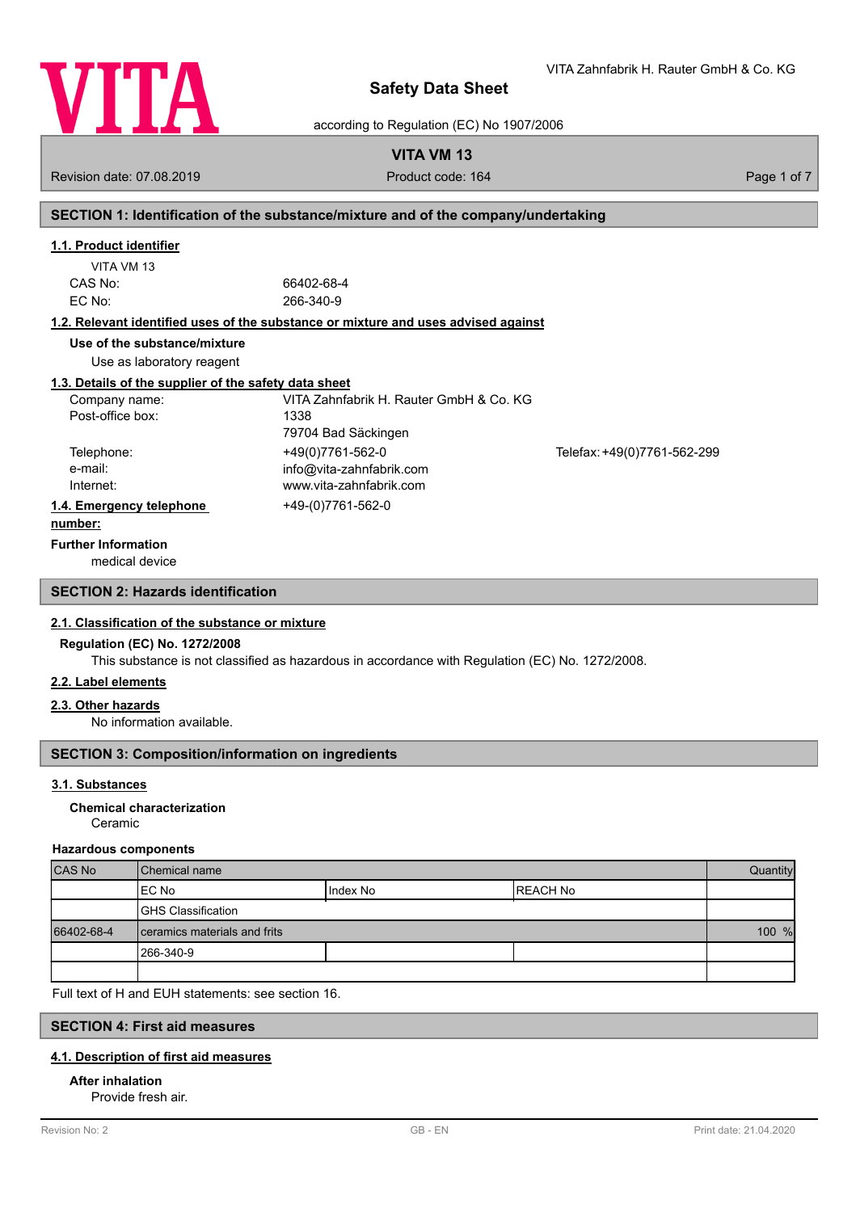VITA

VITA Zahnfabrik H. Rauter GmbH & Co. KG

# Safety Data Sheet

according to Regulation (EC) No 1907/2006

**VITA VM 13**

Revision date: 07.08.2019 | Product code: 164

## SECTION 1: Identification of the substance/mixture and of the company/undertaking

### 1.1. Product identifier

VITA VM 13

CAS No: 66402-68-4

EC No: 266-340-9

### 1.2. Relevant identified uses of the substance or mixture and uses advised against

**Use of the substance/mixture**

Use as laboratory reagent

### 1.3. Details of the supplier of the safety data sheet

Company name: VITA Zahnfabrik H. Rauter GmbH & Co. KG

Post-office box: 1338

79704 Bad Säckingen

Telephone: +49(0)7761-562-0 | Telefax: +49(0)7761-562-299

e-mail: info@vita-zahnfabrik.com

Internet: www.vita-zahnfabrik.com

### 1.4. Emergency telephone number:

+49-(0)7761-562-0

**Further Information**

medical device

## SECTION 2: Hazards identification

### 2.1. Classification of the substance or mixture

**Regulation (EC) No. 1272/2008**

This substance is not classified as hazardous in accordance with Regulation (EC) No. 1272/2008.

### 2.2. Label elements

### 2.3. Other hazards

No information available.

## SECTION 3: Composition/information on ingredients

### 3.1. Substances

**Chemical characterization**

Ceramic

**Hazardous components**

| CAS No | Chemical name | | | Quantity |
|---|---|---|---|---|
| | EC No | Index No | REACH No | |
| | GHS Classification | | | |
| 66402-68-4 | ceramics materials and frits | | | 100 % |
| | 266-340-9 | | | |
| | | | | |

Full text of H and EUH statements: see section 16.

## SECTION 4: First aid measures

### 4.1. Description of first aid measures

**After inhalation**

Provide fresh air.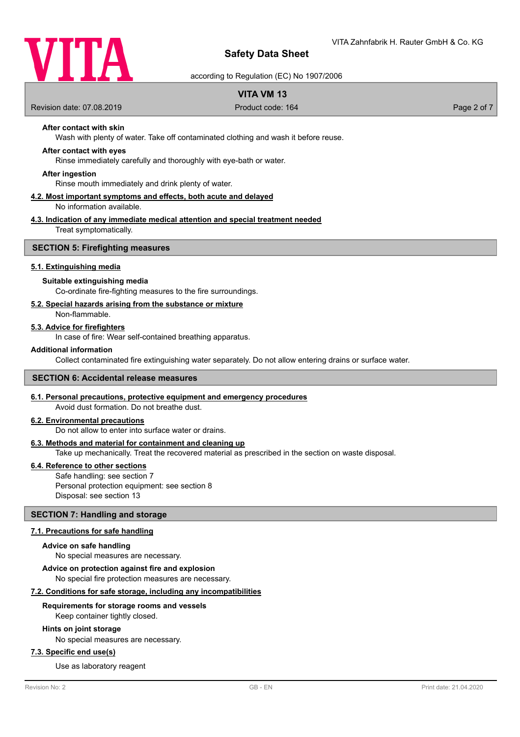**After contact with skin**

Wash with plenty of water. Take off contaminated clothing and wash it before reuse.

**After contact with eyes**

Rinse immediately carefully and thoroughly with eye-bath or water.

**After ingestion**

Rinse mouth immediately and drink plenty of water.

### 4.2. Most important symptoms and effects, both acute and delayed

No information available.

### 4.3. Indication of any immediate medical attention and special treatment needed

Treat symptomatically.

## SECTION 5: Firefighting measures

### 5.1. Extinguishing media

**Suitable extinguishing media**

Co-ordinate fire-fighting measures to the fire surroundings.

### 5.2. Special hazards arising from the substance or mixture

Non-flammable.

### 5.3. Advice for firefighters

In case of fire: Wear self-contained breathing apparatus.

**Additional information**

Collect contaminated fire extinguishing water separately. Do not allow entering drains or surface water.

## SECTION 6: Accidental release measures

### 6.1. Personal precautions, protective equipment and emergency procedures

Avoid dust formation. Do not breathe dust.

### 6.2. Environmental precautions

Do not allow to enter into surface water or drains.

### 6.3. Methods and material for containment and cleaning up

Take up mechanically. Treat the recovered material as prescribed in the section on waste disposal.

### 6.4. Reference to other sections

Safe handling: see section 7
Personal protection equipment: see section 8
Disposal: see section 13

## SECTION 7: Handling and storage

### 7.1. Precautions for safe handling

**Advice on safe handling**

No special measures are necessary.

**Advice on protection against fire and explosion**

No special fire protection measures are necessary.

### 7.2. Conditions for safe storage, including any incompatibilities

**Requirements for storage rooms and vessels**

Keep container tightly closed.

**Hints on joint storage**

No special measures are necessary.

### 7.3. Specific end use(s)

Use as laboratory reagent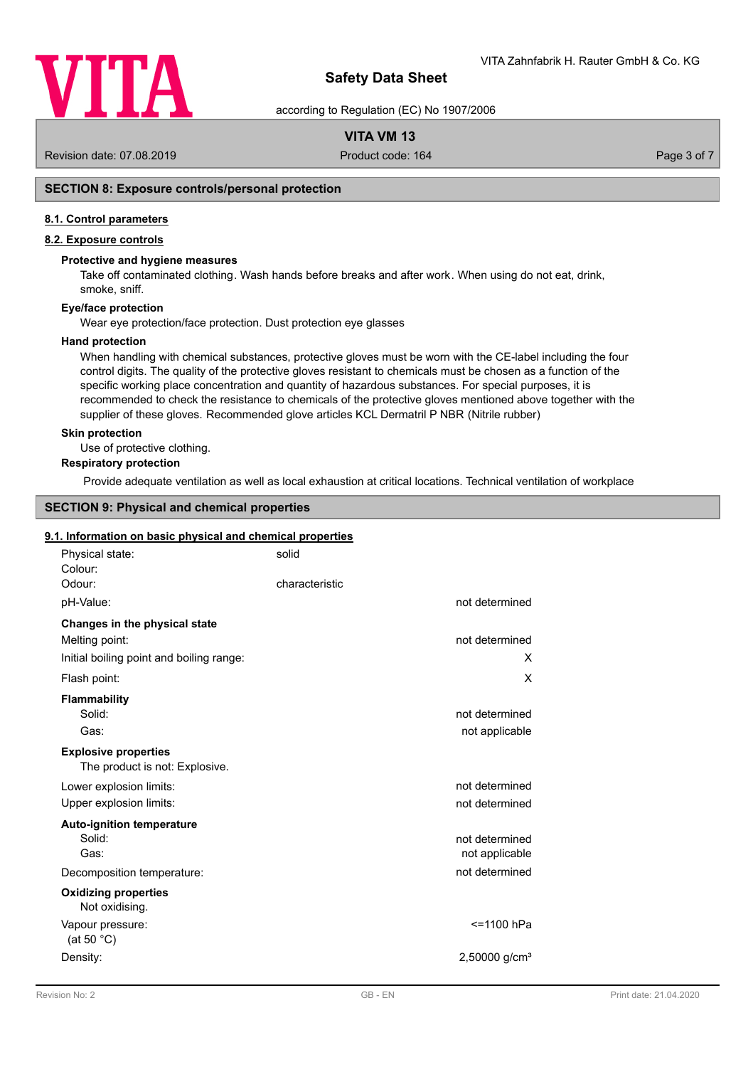## SECTION 8: Exposure controls/personal protection

### 8.1. Control parameters

### 8.2. Exposure controls

**Protective and hygiene measures**

Take off contaminated clothing. Wash hands before breaks and after work. When using do not eat, drink, smoke, sniff.

**Eye/face protection**

Wear eye protection/face protection. Dust protection eye glasses

**Hand protection**

When handling with chemical substances, protective gloves must be worn with the CE-label including the four control digits. The quality of the protective gloves resistant to chemicals must be chosen as a function of the specific working place concentration and quantity of hazardous substances. For special purposes, it is recommended to check the resistance to chemicals of the protective gloves mentioned above together with the supplier of these gloves. Recommended glove articles KCL Dermatril P NBR (Nitrile rubber)

**Skin protection**

Use of protective clothing.

**Respiratory protection**

Provide adequate ventilation as well as local exhaustion at critical locations. Technical ventilation of workplace

## SECTION 9: Physical and chemical properties

### 9.1. Information on basic physical and chemical properties

| | | |
|---|---|---|
| Physical state: | solid | |
| Colour: | | |
| Odour: | characteristic | |
| pH-Value: | | not determined |
| **Changes in the physical state** | | |
| Melting point: | | not determined |
| Initial boiling point and boiling range: | | X |
| Flash point: | | X |
| **Flammability** | | |
| Solid: | | not determined |
| Gas: | | not applicable |
| **Explosive properties** | | |
| The product is not: Explosive. | | |
| Lower explosion limits: | | not determined |
| Upper explosion limits: | | not determined |
| **Auto-ignition temperature** | | |
| Solid: | | not determined |
| Gas: | | not applicable |
| Decomposition temperature: | | not determined |
| **Oxidizing properties** | | |
| Not oxidising. | | |
| Vapour pressure: (at 50 °C) | | <=1100 hPa |
| Density: | | 2,50000 g/cm³ |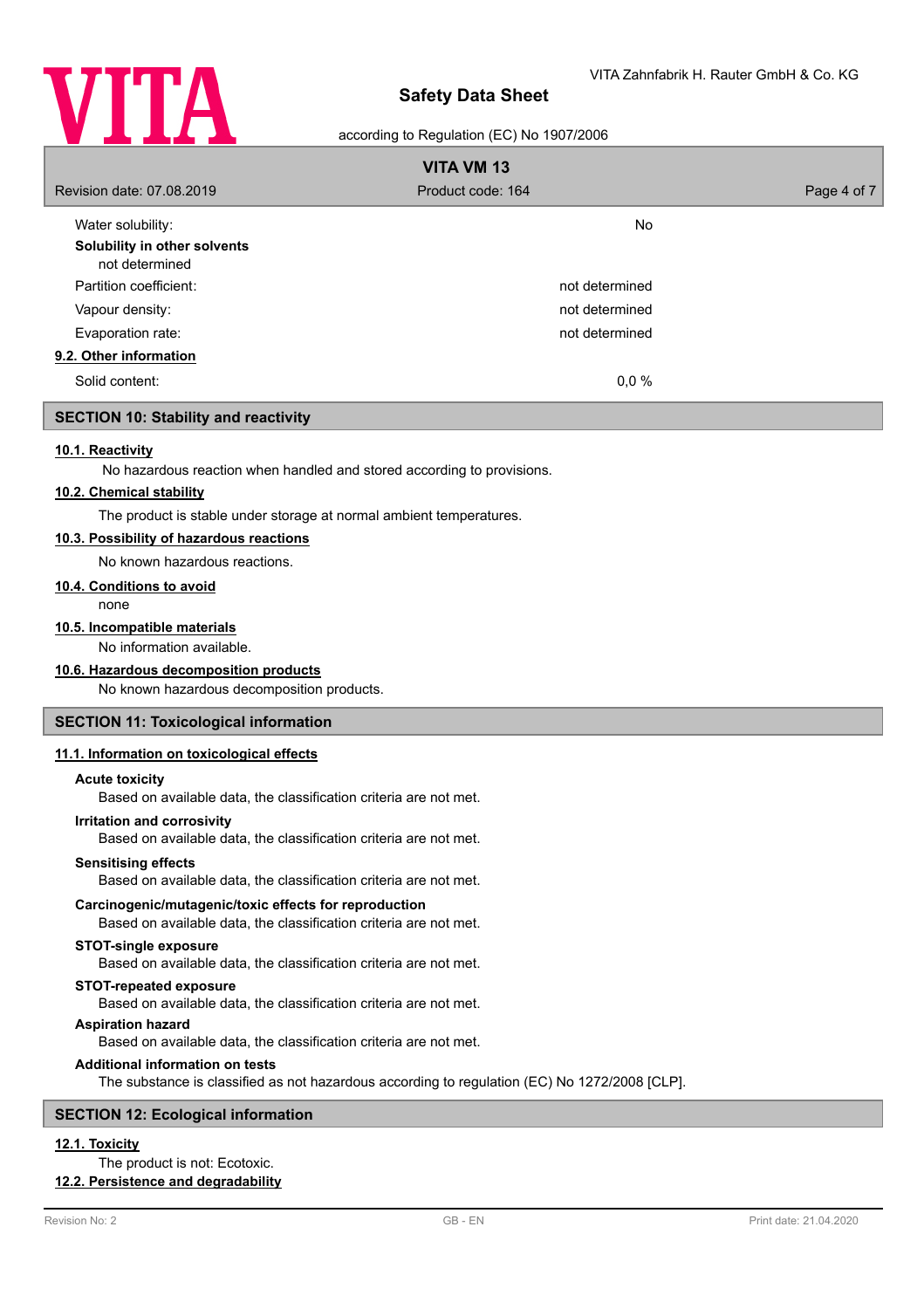| | |
|---|---|
| Water solubility: | No |

**Solubility in other solvents**

not determined

| | |
|---|---|
| Partition coefficient: | not determined |
| Vapour density: | not determined |
| Evaporation rate: | not determined |

**9.2. Other information**

| | |
|---|---|
| Solid content: | 0,0 % |

## SECTION 10: Stability and reactivity

**10.1. Reactivity**

No hazardous reaction when handled and stored according to provisions.

**10.2. Chemical stability**

The product is stable under storage at normal ambient temperatures.

**10.3. Possibility of hazardous reactions**

No known hazardous reactions.

**10.4. Conditions to avoid**

none

**10.5. Incompatible materials**

No information available.

**10.6. Hazardous decomposition products**

No known hazardous decomposition products.

## SECTION 11: Toxicological information

**11.1. Information on toxicological effects**

**Acute toxicity**

Based on available data, the classification criteria are not met.

**Irritation and corrosivity**

Based on available data, the classification criteria are not met.

**Sensitising effects**

Based on available data, the classification criteria are not met.

**Carcinogenic/mutagenic/toxic effects for reproduction**

Based on available data, the classification criteria are not met.

**STOT-single exposure**

Based on available data, the classification criteria are not met.

**STOT-repeated exposure**

Based on available data, the classification criteria are not met.

**Aspiration hazard**

Based on available data, the classification criteria are not met.

**Additional information on tests**

The substance is classified as not hazardous according to regulation (EC) No 1272/2008 [CLP].

## SECTION 12: Ecological information

**12.1. Toxicity**

The product is not: Ecotoxic.

**12.2. Persistence and degradability**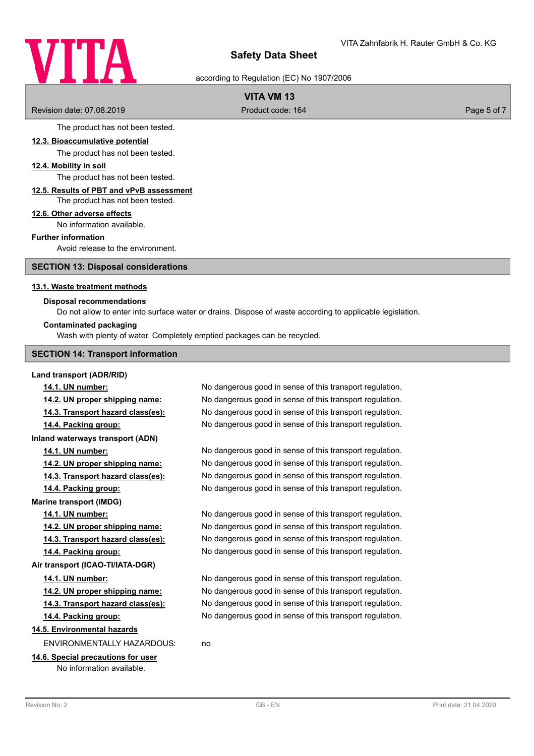The product has not been tested.

### 12.3. Bioaccumulative potential

The product has not been tested.

### 12.4. Mobility in soil

The product has not been tested.

### 12.5. Results of PBT and vPvB assessment

The product has not been tested.

### 12.6. Other adverse effects

No information available.

**Further information**

Avoid release to the environment.

## SECTION 13: Disposal considerations

### 13.1. Waste treatment methods

**Disposal recommendations**

Do not allow to enter into surface water or drains. Dispose of waste according to applicable legislation.

**Contaminated packaging**

Wash with plenty of water. Completely emptied packages can be recycled.

## SECTION 14: Transport information

**Land transport (ADR/RID)**

| | |
|---|---|
| **14.1. UN number:** | No dangerous good in sense of this transport regulation. |
| **14.2. UN proper shipping name:** | No dangerous good in sense of this transport regulation. |
| **14.3. Transport hazard class(es):** | No dangerous good in sense of this transport regulation. |
| **14.4. Packing group:** | No dangerous good in sense of this transport regulation. |

**Inland waterways transport (ADN)**

| | |
|---|---|
| **14.1. UN number:** | No dangerous good in sense of this transport regulation. |
| **14.2. UN proper shipping name:** | No dangerous good in sense of this transport regulation. |
| **14.3. Transport hazard class(es):** | No dangerous good in sense of this transport regulation. |
| **14.4. Packing group:** | No dangerous good in sense of this transport regulation. |

**Marine transport (IMDG)**

| | |
|---|---|
| **14.1. UN number:** | No dangerous good in sense of this transport regulation. |
| **14.2. UN proper shipping name:** | No dangerous good in sense of this transport regulation. |
| **14.3. Transport hazard class(es):** | No dangerous good in sense of this transport regulation. |
| **14.4. Packing group:** | No dangerous good in sense of this transport regulation. |

**Air transport (ICAO-TI/IATA-DGR)**

| | |
|---|---|
| **14.1. UN number:** | No dangerous good in sense of this transport regulation. |
| **14.2. UN proper shipping name:** | No dangerous good in sense of this transport regulation. |
| **14.3. Transport hazard class(es):** | No dangerous good in sense of this transport regulation. |
| **14.4. Packing group:** | No dangerous good in sense of this transport regulation. |

### 14.5. Environmental hazards

ENVIRONMENTALLY HAZARDOUS: no

### 14.6. Special precautions for user

No information available.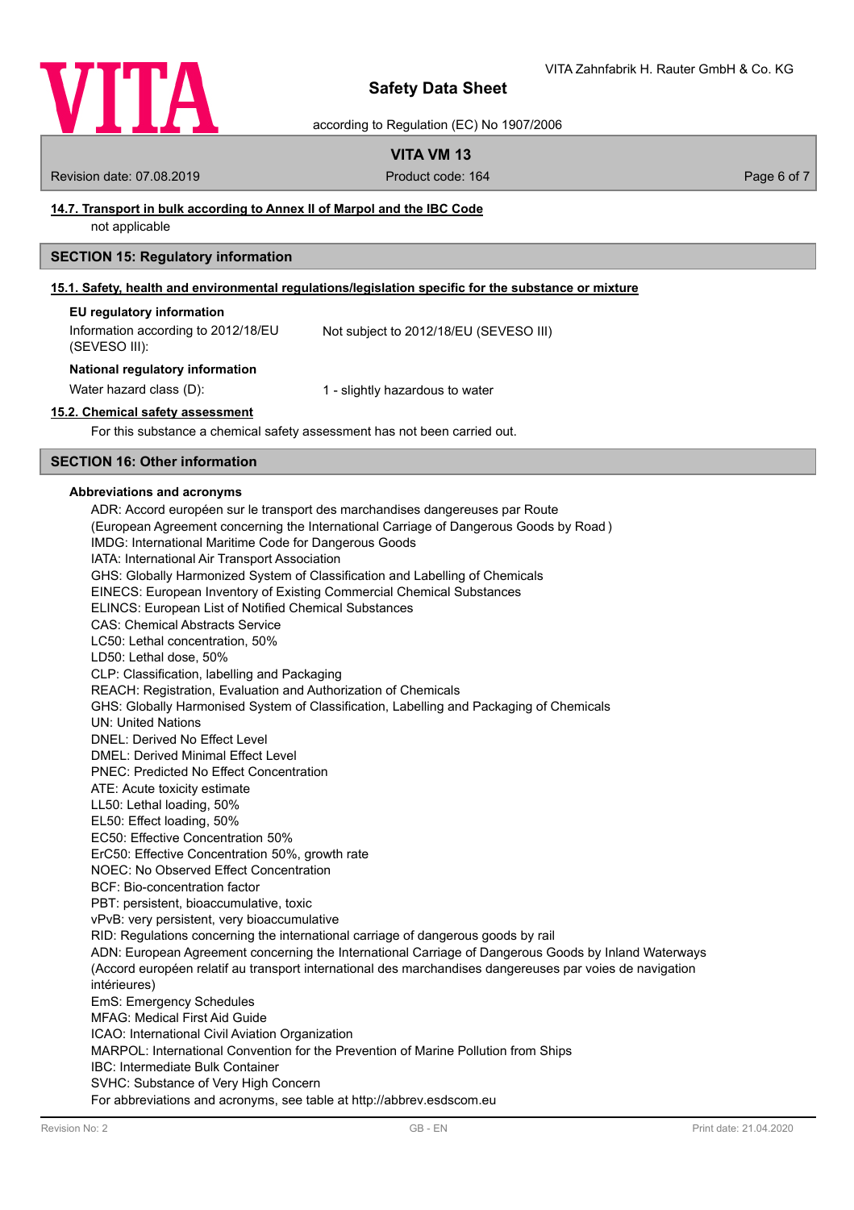#### 14.7. Transport in bulk according to Annex II of Marpol and the IBC Code

not applicable

## SECTION 15: Regulatory information

#### 15.1. Safety, health and environmental regulations/legislation specific for the substance or mixture

**EU regulatory information**

| | |
|---|---|
| Information according to 2012/18/EU (SEVESO III): | Not subject to 2012/18/EU (SEVESO III) |

**National regulatory information**

| | |
|---|---|
| Water hazard class (D): | 1 - slightly hazardous to water |

#### 15.2. Chemical safety assessment

For this substance a chemical safety assessment has not been carried out.

## SECTION 16: Other information

**Abbreviations and acronyms**

ADR: Accord européen sur le transport des marchandises dangereuses par Route
(European Agreement concerning the International Carriage of Dangerous Goods by Road )
IMDG: International Maritime Code for Dangerous Goods
IATA: International Air Transport Association
GHS: Globally Harmonized System of Classification and Labelling of Chemicals
EINECS: European Inventory of Existing Commercial Chemical Substances
ELINCS: European List of Notified Chemical Substances
CAS: Chemical Abstracts Service
LC50: Lethal concentration, 50%
LD50: Lethal dose, 50%
CLP: Classification, labelling and Packaging
REACH: Registration, Evaluation and Authorization of Chemicals
GHS: Globally Harmonised System of Classification, Labelling and Packaging of Chemicals
UN: United Nations
DNEL: Derived No Effect Level
DMEL: Derived Minimal Effect Level
PNEC: Predicted No Effect Concentration
ATE: Acute toxicity estimate
LL50: Lethal loading, 50%
EL50: Effect loading, 50%
EC50: Effective Concentration 50%
ErC50: Effective Concentration 50%, growth rate
NOEC: No Observed Effect Concentration
BCF: Bio-concentration factor
PBT: persistent, bioaccumulative, toxic
vPvB: very persistent, very bioaccumulative
RID: Regulations concerning the international carriage of dangerous goods by rail
ADN: European Agreement concerning the International Carriage of Dangerous Goods by Inland Waterways
(Accord européen relatif au transport international des marchandises dangereuses par voies de navigation intérieures)
EmS: Emergency Schedules
MFAG: Medical First Aid Guide
ICAO: International Civil Aviation Organization
MARPOL: International Convention for the Prevention of Marine Pollution from Ships
IBC: Intermediate Bulk Container
SVHC: Substance of Very High Concern
For abbreviations and acronyms, see table at http://abbrev.esdscom.eu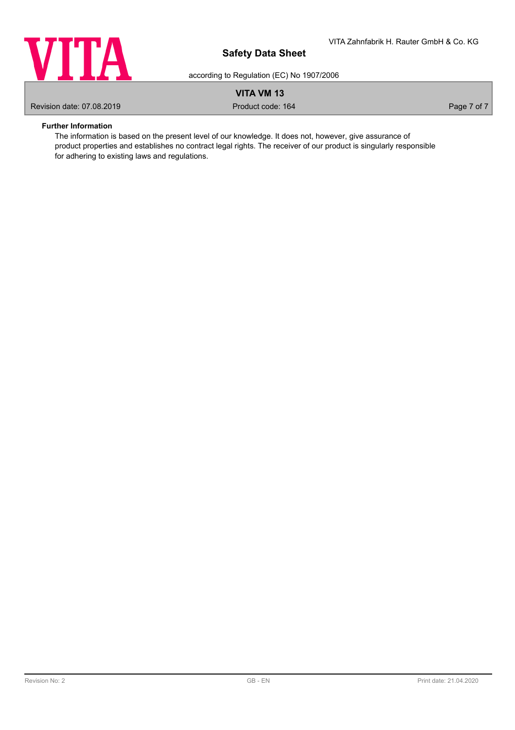**Further Information**

The information is based on the present level of our knowledge. It does not, however, give assurance of product properties and establishes no contract legal rights. The receiver of our product is singularly responsible for adhering to existing laws and regulations.